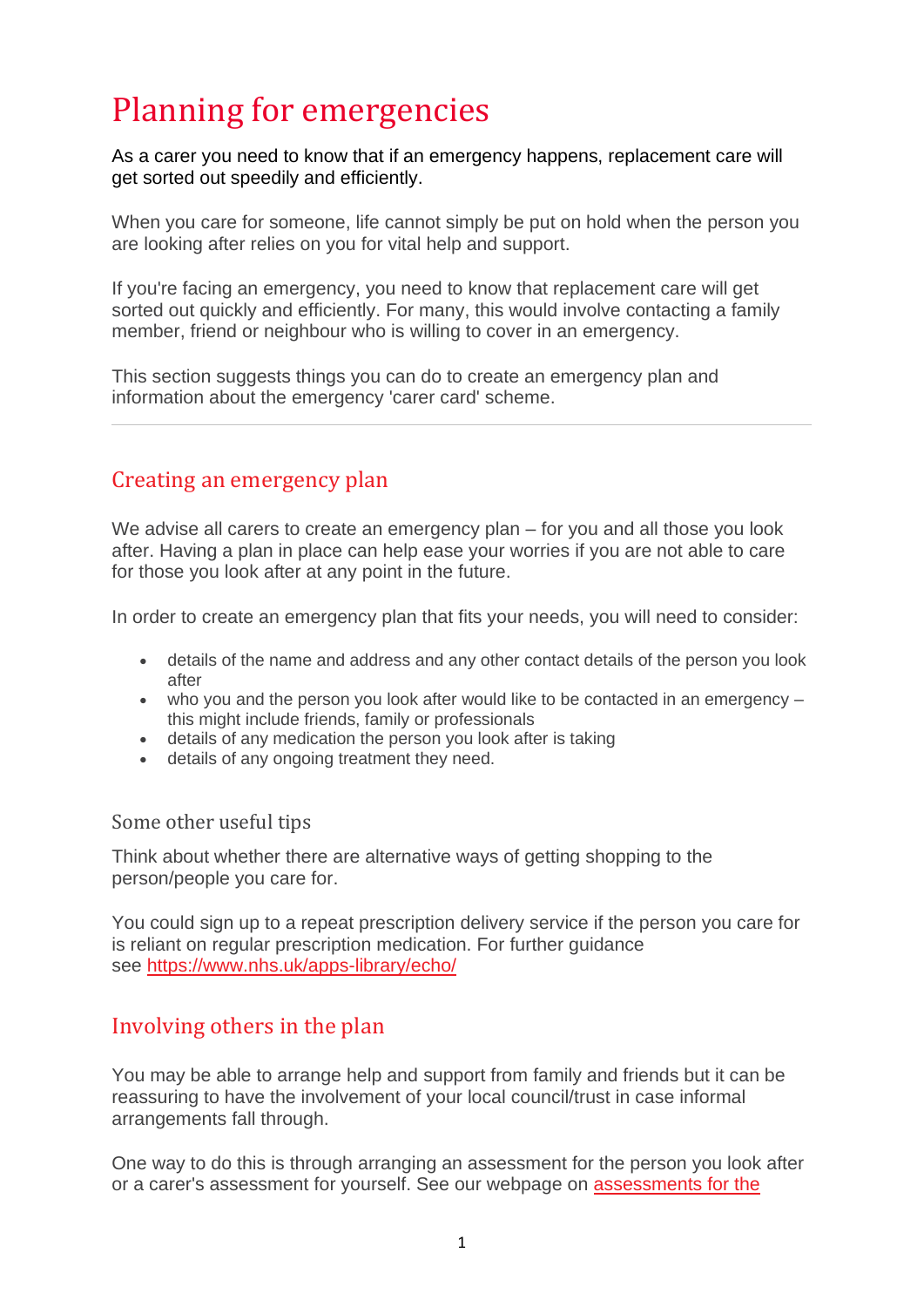# Planning for emergencies

As a carer you need to know that if an emergency happens, replacement care will get sorted out speedily and efficiently.

When you care for someone, life cannot simply be put on hold when the person you are looking after relies on you for vital help and support.

If you're facing an emergency, you need to know that replacement care will get sorted out quickly and efficiently. For many, this would involve contacting a family member, friend or neighbour who is willing to cover in an emergency.

This section suggests things you can do to create an emergency plan and information about the emergency 'carer card' scheme.

---

## Creating an emergency plan

We advise all carers to create an emergency plan – for you and all those you look after. Having a plan in place can help ease your worries if you are not able to care for those you look after at any point in the future.

In order to create an emergency plan that fits your needs, you will need to consider:

- details of the name and address and any other contact details of the person you look after
- who you and the person you look after would like to be contacted in an emergency – this might include friends, family or professionals
- details of any medication the person you look after is taking
- details of any ongoing treatment they need.

### Some other useful tips

Think about whether there are alternative ways of getting shopping to the person/people you care for.

You could sign up to a repeat prescription delivery service if the person you care for is reliant on regular prescription medication. For further guidance see [https://www.nhs.uk/apps-library/echo/](https://www.nhs.uk/apps-library/echo/)

## Involving others in the plan

You may be able to arrange help and support from family and friends but it can be reassuring to have the involvement of your local council/trust in case informal arrangements fall through.

One way to do this is through arranging an assessment for the person you look after or a carer's assessment for yourself. See our webpage on assessments for the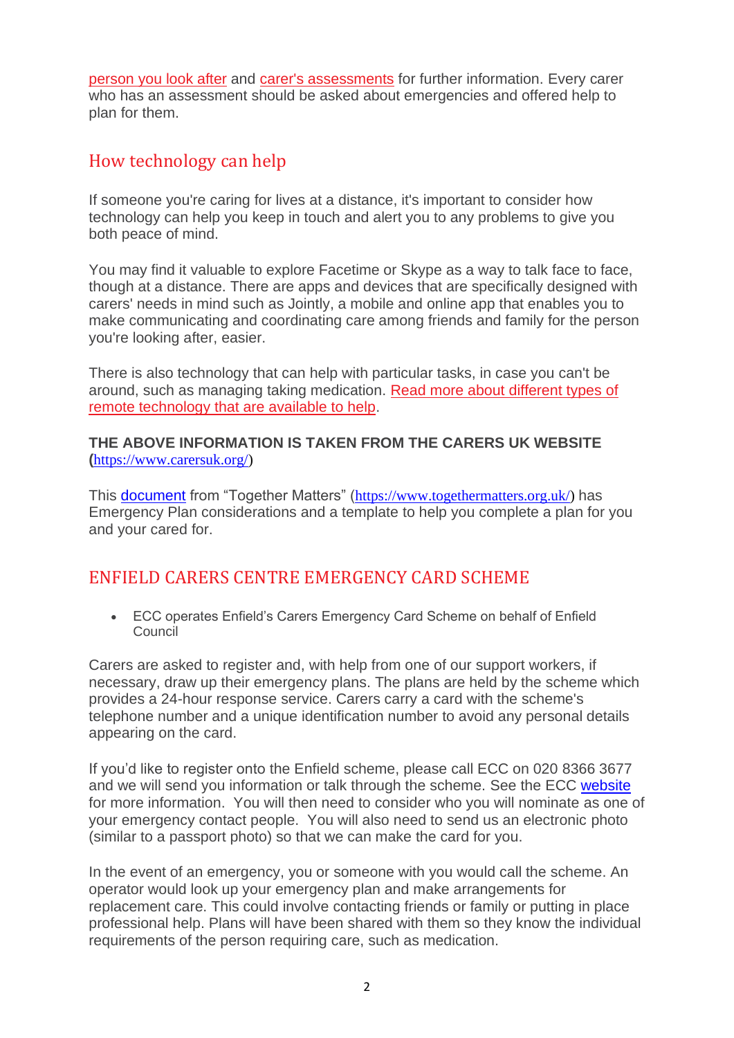person you look after and carer's assessments for further information. Every carer who has an assessment should be asked about emergencies and offered help to plan for them.

## How technology can help

If someone you're caring for lives at a distance, it's important to consider how technology can help you keep in touch and alert you to any problems to give you both peace of mind.

You may find it valuable to explore Facetime or Skype as a way to talk face to face, though at a distance. There are apps and devices that are specifically designed with carers' needs in mind such as Jointly, a mobile and online app that enables you to make communicating and coordinating care among friends and family for the person you're looking after, easier.

There is also technology that can help with particular tasks, in case you can't be around, such as managing taking medication. Read more about different types of remote technology that are available to help.

**THE ABOVE INFORMATION IS TAKEN FROM THE CARERS UK WEBSITE (**https://www.carersuk.org/)

This document from "Together Matters" (https://www.togethermatters.org.uk/) has Emergency Plan considerations and a template to help you complete a plan for you and your cared for.

## ENFIELD CARERS CENTRE EMERGENCY CARD SCHEME

- ECC operates Enfield's Carers Emergency Card Scheme on behalf of Enfield Council

Carers are asked to register and, with help from one of our support workers, if necessary, draw up their emergency plans. The plans are held by the scheme which provides a 24-hour response service. Carers carry a card with the scheme's telephone number and a unique identification number to avoid any personal details appearing on the card.

If you'd like to register onto the Enfield scheme, please call ECC on 020 8366 3677 and we will send you information or talk through the scheme. See the ECC website for more information. You will then need to consider who you will nominate as one of your emergency contact people. You will also need to send us an electronic photo (similar to a passport photo) so that we can make the card for you.

In the event of an emergency, you or someone with you would call the scheme. An operator would look up your emergency plan and make arrangements for replacement care. This could involve contacting friends or family or putting in place professional help. Plans will have been shared with them so they know the individual requirements of the person requiring care, such as medication.